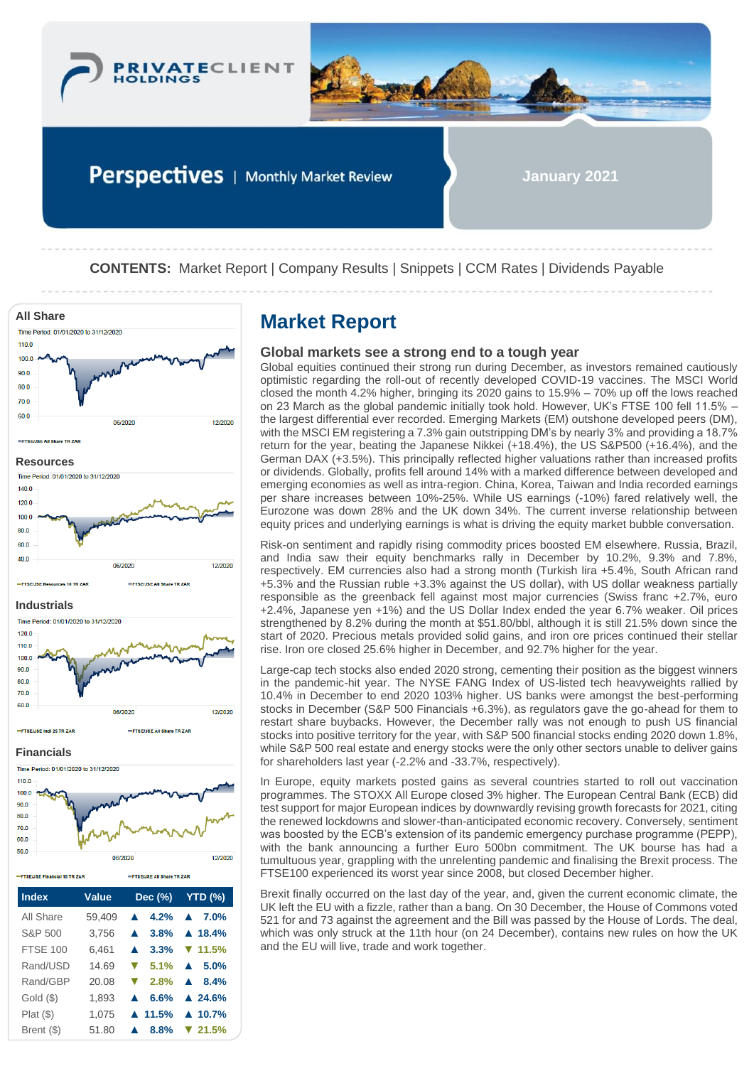**PRIVATECLIENT HOLDINGS**

# Perspectives | Monthly Market Review

**January 2021**

**CONTENTS:** Market Report | Company Results | Snippets | CCM Rates | Dividends Payable

### All Share

Time Period: 01/01/2020 to 31/12/2020

### Resources

Time Period: 01/01/2020 to 31/12/2020

### Industrials

Time Period: 01/01/2020 to 31/12/2020

### Financials

Time Period: 01/01/2020 to 31/12/2020

| Index | Value | Dec (%) | YTD (%) |
|---|---|---|---|
| All Share | 59,409 | ▲ 4.2% | ▲ 7.0% |
| S&P 500 | 3,756 | ▲ 3.8% | ▲ 18.4% |
| FTSE 100 | 6,461 | ▲ 3.3% | ▼ 11.5% |
| Rand/USD | 14.69 | ▼ 5.1% | ▲ 5.0% |
| Rand/GBP | 20.08 | ▼ 2.8% | ▲ 8.4% |
| Gold ($) | 1,893 | ▲ 6.6% | ▲ 24.6% |
| Plat ($) | 1,075 | ▲ 11.5% | ▲ 10.7% |
| Brent ($) | 51.80 | ▲ 8.8% | ▼ 21.5% |

## Market Report

### Global markets see a strong end to a tough year

Global equities continued their strong run during December, as investors remained cautiously optimistic regarding the roll-out of recently developed COVID-19 vaccines. The MSCI World closed the month 4.2% higher, bringing its 2020 gains to 15.9% – 70% up off the lows reached on 23 March as the global pandemic initially took hold. However, UK's FTSE 100 fell 11.5% – the largest differential ever recorded. Emerging Markets (EM) outshone developed peers (DM), with the MSCI EM registering a 7.3% gain outstripping DM's by nearly 3% and providing a 18.7% return for the year, beating the Japanese Nikkei (+18.4%), the US S&P500 (+16.4%), and the German DAX (+3.5%). This principally reflected higher valuations rather than increased profits or dividends. Globally, profits fell around 14% with a marked difference between developed and emerging economies as well as intra-region. China, Korea, Taiwan and India recorded earnings per share increases between 10%-25%. While US earnings (-10%) fared relatively well, the Eurozone was down 28% and the UK down 34%. The current inverse relationship between equity prices and underlying earnings is what is driving the equity market bubble conversation.

Risk-on sentiment and rapidly rising commodity prices boosted EM elsewhere. Russia, Brazil, and India saw their equity benchmarks rally in December by 10.2%, 9.3% and 7.8%, respectively. EM currencies also had a strong month (Turkish lira +5.4%, South African rand +5.3% and the Russian ruble +3.3% against the US dollar), with US dollar weakness partially responsible as the greenback fell against most major currencies (Swiss franc +2.7%, euro +2.4%, Japanese yen +1%) and the US Dollar Index ended the year 6.7% weaker. Oil prices strengthened by 8.2% during the month at $51.80/bbl, although it is still 21.5% down since the start of 2020. Precious metals provided solid gains, and iron ore prices continued their stellar rise. Iron ore closed 25.6% higher in December, and 92.7% higher for the year.

Large-cap tech stocks also ended 2020 strong, cementing their position as the biggest winners in the pandemic-hit year. The NYSE FANG Index of US-listed tech heavyweights rallied by 10.4% in December to end 2020 103% higher. US banks were amongst the best-performing stocks in December (S&P 500 Financials +6.3%), as regulators gave the go-ahead for them to restart share buybacks. However, the December rally was not enough to push US financial stocks into positive territory for the year, with S&P 500 financial stocks ending 2020 down 1.8%, while S&P 500 real estate and energy stocks were the only other sectors unable to deliver gains for shareholders last year (-2.2% and -33.7%, respectively).

In Europe, equity markets posted gains as several countries started to roll out vaccination programmes. The STOXX All Europe closed 3% higher. The European Central Bank (ECB) did test support for major European indices by downwardly revising growth forecasts for 2021, citing the renewed lockdowns and slower-than-anticipated economic recovery. Conversely, sentiment was boosted by the ECB's extension of its pandemic emergency purchase programme (PEPP), with the bank announcing a further Euro 500bn commitment. The UK bourse has had a tumultuous year, grappling with the unrelenting pandemic and finalising the Brexit process. The FTSE100 experienced its worst year since 2008, but closed December higher.

Brexit finally occurred on the last day of the year, and, given the current economic climate, the UK left the EU with a fizzle, rather than a bang. On 30 December, the House of Commons voted 521 for and 73 against the agreement and the Bill was passed by the House of Lords. The deal, which was only struck at the 11th hour (on 24 December), contains new rules on how the UK and the EU will live, trade and work together.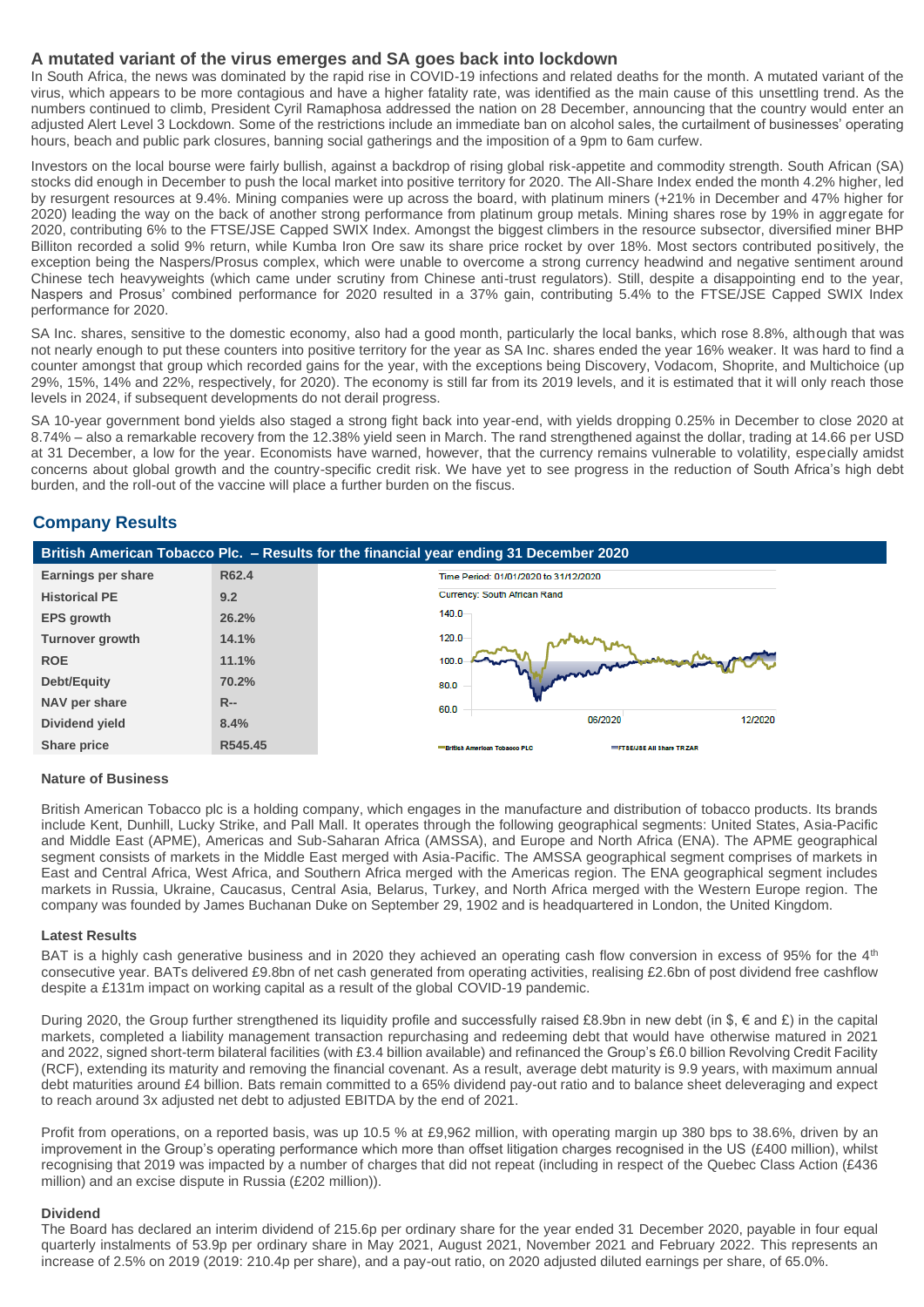## A mutated variant of the virus emerges and SA goes back into lockdown

In South Africa, the news was dominated by the rapid rise in COVID-19 infections and related deaths for the month. A mutated variant of the virus, which appears to be more contagious and have a higher fatality rate, was identified as the main cause of this unsettling trend. As the numbers continued to climb, President Cyril Ramaphosa addressed the nation on 28 December, announcing that the country would enter an adjusted Alert Level 3 Lockdown. Some of the restrictions include an immediate ban on alcohol sales, the curtailment of businesses' operating hours, beach and public park closures, banning social gatherings and the imposition of a 9pm to 6am curfew.

Investors on the local bourse were fairly bullish, against a backdrop of rising global risk-appetite and commodity strength. South African (SA) stocks did enough in December to push the local market into positive territory for 2020. The All-Share Index ended the month 4.2% higher, led by resurgent resources at 9.4%. Mining companies were up across the board, with platinum miners (+21% in December and 47% higher for 2020) leading the way on the back of another strong performance from platinum group metals. Mining shares rose by 19% in aggregate for 2020, contributing 6% to the FTSE/JSE Capped SWIX Index. Amongst the biggest climbers in the resource subsector, diversified miner BHP Billiton recorded a solid 9% return, while Kumba Iron Ore saw its share price rocket by over 18%. Most sectors contributed positively, the exception being the Naspers/Prosus complex, which were unable to overcome a strong currency headwind and negative sentiment around Chinese tech heavyweights (which came under scrutiny from Chinese anti-trust regulators). Still, despite a disappointing end to the year, Naspers and Prosus' combined performance for 2020 resulted in a 37% gain, contributing 5.4% to the FTSE/JSE Capped SWIX Index performance for 2020.

SA Inc. shares, sensitive to the domestic economy, also had a good month, particularly the local banks, which rose 8.8%, although that was not nearly enough to put these counters into positive territory for the year as SA Inc. shares ended the year 16% weaker. It was hard to find a counter amongst that group which recorded gains for the year, with the exceptions being Discovery, Vodacom, Shoprite, and Multichoice (up 29%, 15%, 14% and 22%, respectively, for 2020). The economy is still far from its 2019 levels, and it is estimated that it will only reach those levels in 2024, if subsequent developments do not derail progress.

SA 10-year government bond yields also staged a strong fight back into year-end, with yields dropping 0.25% in December to close 2020 at 8.74% – also a remarkable recovery from the 12.38% yield seen in March. The rand strengthened against the dollar, trading at 14.66 per USD at 31 December, a low for the year. Economists have warned, however, that the currency remains vulnerable to volatility, especially amidst concerns about global growth and the country-specific credit risk. We have yet to see progress in the reduction of South Africa's high debt burden, and the roll-out of the vaccine will place a further burden on the fiscus.

## Company Results

### British American Tobacco Plc. – Results for the financial year ending 31 December 2020

| | |
|---|---|
| **Earnings per share** | R62.4 |
| **Historical PE** | 9.2 |
| **EPS growth** | 26.2% |
| **Turnover growth** | 14.1% |
| **ROE** | 11.1% |
| **Debt/Equity** | 70.2% |
| **NAV per share** | R-- |
| **Dividend yield** | 8.4% |
| **Share price** | R545.45 |

Time Period: 01/01/2020 to 31/12/2020
Currency: South African Rand
British American Tobacco PLC — FTSE/JSE All Share TR ZAR

#### Nature of Business

British American Tobacco plc is a holding company, which engages in the manufacture and distribution of tobacco products. Its brands include Kent, Dunhill, Lucky Strike, and Pall Mall. It operates through the following geographical segments: United States, Asia-Pacific and Middle East (APME), Americas and Sub-Saharan Africa (AMSSA), and Europe and North Africa (ENA). The APME geographical segment consists of markets in the Middle East merged with Asia-Pacific. The AMSSA geographical segment comprises of markets in East and Central Africa, West Africa, and Southern Africa merged with the Americas region. The ENA geographical segment includes markets in Russia, Ukraine, Caucasus, Central Asia, Belarus, Turkey, and North Africa merged with the Western Europe region. The company was founded by James Buchanan Duke on September 29, 1902 and is headquartered in London, the United Kingdom.

#### Latest Results

BAT is a highly cash generative business and in 2020 they achieved an operating cash flow conversion in excess of 95% for the 4th consecutive year. BATs delivered £9.8bn of net cash generated from operating activities, realising £2.6bn of post dividend free cashflow despite a £131m impact on working capital as a result of the global COVID-19 pandemic.

During 2020, the Group further strengthened its liquidity profile and successfully raised £8.9bn in new debt (in $, € and £) in the capital markets, completed a liability management transaction repurchasing and redeeming debt that would have otherwise matured in 2021 and 2022, signed short-term bilateral facilities (with £3.4 billion available) and refinanced the Group's £6.0 billion Revolving Credit Facility (RCF), extending its maturity and removing the financial covenant. As a result, average debt maturity is 9.9 years, with maximum annual debt maturities around £4 billion. Bats remain committed to a 65% dividend pay-out ratio and to balance sheet deleveraging and expect to reach around 3x adjusted net debt to adjusted EBITDA by the end of 2021.

Profit from operations, on a reported basis, was up 10.5 % at £9,962 million, with operating margin up 380 bps to 38.6%, driven by an improvement in the Group's operating performance which more than offset litigation charges recognised in the US (£400 million), whilst recognising that 2019 was impacted by a number of charges that did not repeat (including in respect of the Quebec Class Action (£436 million) and an excise dispute in Russia (£202 million)).

#### Dividend

The Board has declared an interim dividend of 215.6p per ordinary share for the year ended 31 December 2020, payable in four equal quarterly instalments of 53.9p per ordinary share in May 2021, August 2021, November 2021 and February 2022. This represents an increase of 2.5% on 2019 (2019: 210.4p per share), and a pay-out ratio, on 2020 adjusted diluted earnings per share, of 65.0%.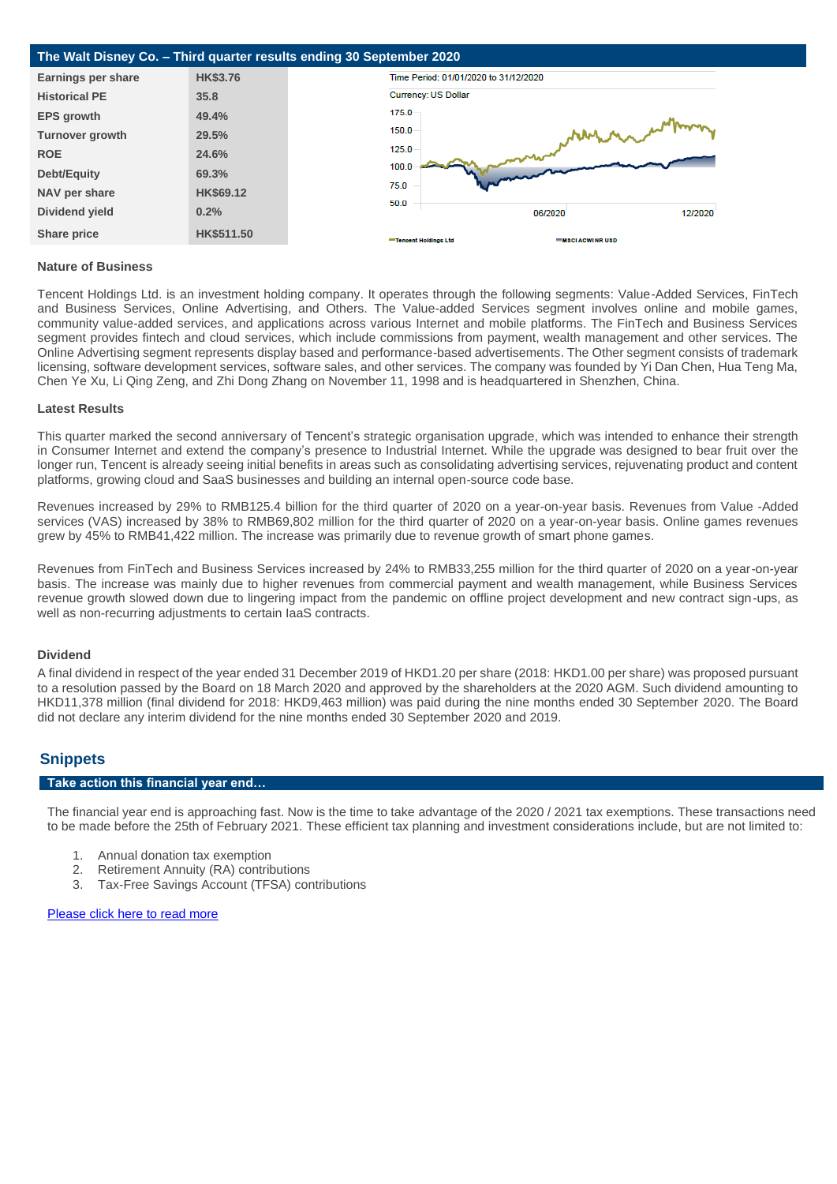## The Walt Disney Co. – Third quarter results ending 30 September 2020

| | |
|---|---|
| **Earnings per share** | **HK$3.76** |
| **Historical PE** | **35.8** |
| **EPS growth** | **49.4%** |
| **Turnover growth** | **29.5%** |
| **ROE** | **24.6%** |
| **Debt/Equity** | **69.3%** |
| **NAV per share** | **HK$69.12** |
| **Dividend yield** | **0.2%** |
| **Share price** | **HK$511.50** |

Time Period: 01/01/2020 to 31/12/2020

Currency: US Dollar

Tencent Holdings Ltd — MSCI ACWI NR USD

### Nature of Business

Tencent Holdings Ltd. is an investment holding company. It operates through the following segments: Value-Added Services, FinTech and Business Services, Online Advertising, and Others. The Value-added Services segment involves online and mobile games, community value-added services, and applications across various Internet and mobile platforms. The FinTech and Business Services segment provides fintech and cloud services, which include commissions from payment, wealth management and other services. The Online Advertising segment represents display based and performance-based advertisements. The Other segment consists of trademark licensing, software development services, software sales, and other services. The company was founded by Yi Dan Chen, Hua Teng Ma, Chen Ye Xu, Li Qing Zeng, and Zhi Dong Zhang on November 11, 1998 and is headquartered in Shenzhen, China.

### Latest Results

This quarter marked the second anniversary of Tencent's strategic organisation upgrade, which was intended to enhance their strength in Consumer Internet and extend the company's presence to Industrial Internet. While the upgrade was designed to bear fruit over the longer run, Tencent is already seeing initial benefits in areas such as consolidating advertising services, rejuvenating product and content platforms, growing cloud and SaaS businesses and building an internal open-source code base.

Revenues increased by 29% to RMB125.4 billion for the third quarter of 2020 on a year-on-year basis. Revenues from Value -Added services (VAS) increased by 38% to RMB69,802 million for the third quarter of 2020 on a year-on-year basis. Online games revenues grew by 45% to RMB41,422 million. The increase was primarily due to revenue growth of smart phone games.

Revenues from FinTech and Business Services increased by 24% to RMB33,255 million for the third quarter of 2020 on a year-on-year basis. The increase was mainly due to higher revenues from commercial payment and wealth management, while Business Services revenue growth slowed down due to lingering impact from the pandemic on offline project development and new contract sign-ups, as well as non-recurring adjustments to certain IaaS contracts.

### Dividend

A final dividend in respect of the year ended 31 December 2019 of HKD1.20 per share (2018: HKD1.00 per share) was proposed pursuant to a resolution passed by the Board on 18 March 2020 and approved by the shareholders at the 2020 AGM. Such dividend amounting to HKD11,378 million (final dividend for 2018: HKD9,463 million) was paid during the nine months ended 30 September 2020. The Board did not declare any interim dividend for the nine months ended 30 September 2020 and 2019.

## Snippets

### Take action this financial year end…

The financial year end is approaching fast. Now is the time to take advantage of the 2020 / 2021 tax exemptions. These transactions need to be made before the 25th of February 2021. These efficient tax planning and investment considerations include, but are not limited to:

1. Annual donation tax exemption
2. Retirement Annuity (RA) contributions
3. Tax-Free Savings Account (TFSA) contributions

Please click here to read more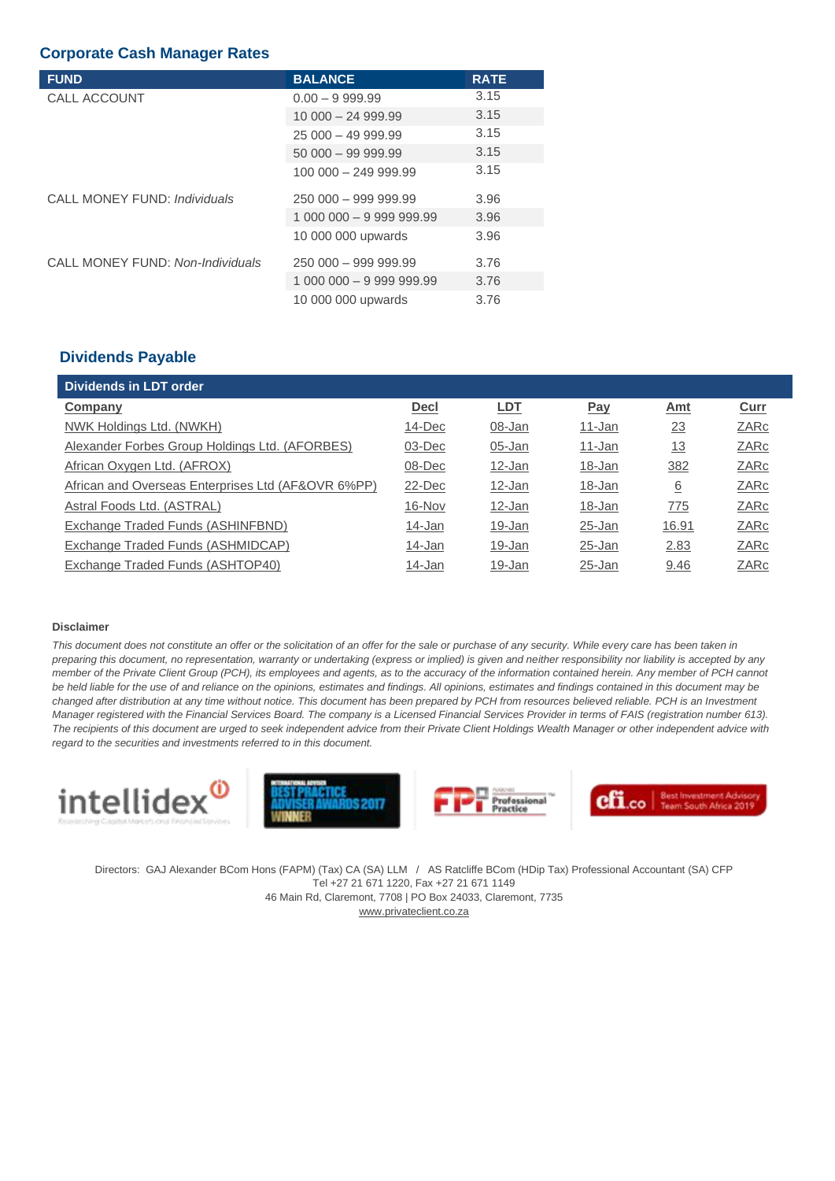## Corporate Cash Manager Rates

| FUND | BALANCE | RATE |
| --- | --- | --- |
| CALL ACCOUNT | 0.00 – 9 999.99 | 3.15 |
| | 10 000 – 24 999.99 | 3.15 |
| | 25 000 – 49 999.99 | 3.15 |
| | 50 000 – 99 999.99 | 3.15 |
| | 100 000 – 249 999.99 | 3.15 |
| CALL MONEY FUND: *Individuals* | 250 000 – 999 999.99 | 3.96 |
| | 1 000 000 – 9 999 999.99 | 3.96 |
| | 10 000 000 upwards | 3.96 |
| CALL MONEY FUND: *Non-Individuals* | 250 000 – 999 999.99 | 3.76 |
| | 1 000 000 – 9 999 999.99 | 3.76 |
| | 10 000 000 upwards | 3.76 |

## Dividends Payable

**Dividends in LDT order**

| Company | Decl | LDT | Pay | Amt | Curr |
| --- | --- | --- | --- | --- | --- |
| NWK Holdings Ltd. (NWKH) | 14-Dec | 08-Jan | 11-Jan | 23 | ZARc |
| Alexander Forbes Group Holdings Ltd. (AFORBES) | 03-Dec | 05-Jan | 11-Jan | 13 | ZARc |
| African Oxygen Ltd. (AFROX) | 08-Dec | 12-Jan | 18-Jan | 382 | ZARc |
| African and Overseas Enterprises Ltd (AF&OVR 6%PP) | 22-Dec | 12-Jan | 18-Jan | 6 | ZARc |
| Astral Foods Ltd. (ASTRAL) | 16-Nov | 12-Jan | 18-Jan | 775 | ZARc |
| Exchange Traded Funds (ASHINFBND) | 14-Jan | 19-Jan | 25-Jan | 16.91 | ZARc |
| Exchange Traded Funds (ASHMIDCAP) | 14-Jan | 19-Jan | 25-Jan | 2.83 | ZARc |
| Exchange Traded Funds (ASHTOP40) | 14-Jan | 19-Jan | 25-Jan | 9.46 | ZARc |

**Disclaimer**

*This document does not constitute an offer or the solicitation of an offer for the sale or purchase of any security. While every care has been taken in preparing this document, no representation, warranty or undertaking (express or implied) is given and neither responsibility nor liability is accepted by any member of the Private Client Group (PCH), its employees and agents, as to the accuracy of the information contained herein. Any member of PCH cannot be held liable for the use of and reliance on the opinions, estimates and findings. All opinions, estimates and findings contained in this document may be changed after distribution at any time without notice. This document has been prepared by PCH from resources believed reliable. PCH is an Investment Manager registered with the Financial Services Board. The company is a Licensed Financial Services Provider in terms of FAIS (registration number 613). The recipients of this document are urged to seek independent advice from their Private Client Holdings Wealth Manager or other independent advice with regard to the securities and investments referred to in this document.*

Directors: GAJ Alexander BCom Hons (FAPM) (Tax) CA (SA) LLM / AS Ratcliffe BCom (HDip Tax) Professional Accountant (SA) CFP
Tel +27 21 671 1220, Fax +27 21 671 1149
46 Main Rd, Claremont, 7708 | PO Box 24033, Claremont, 7735
www.privateclient.co.za